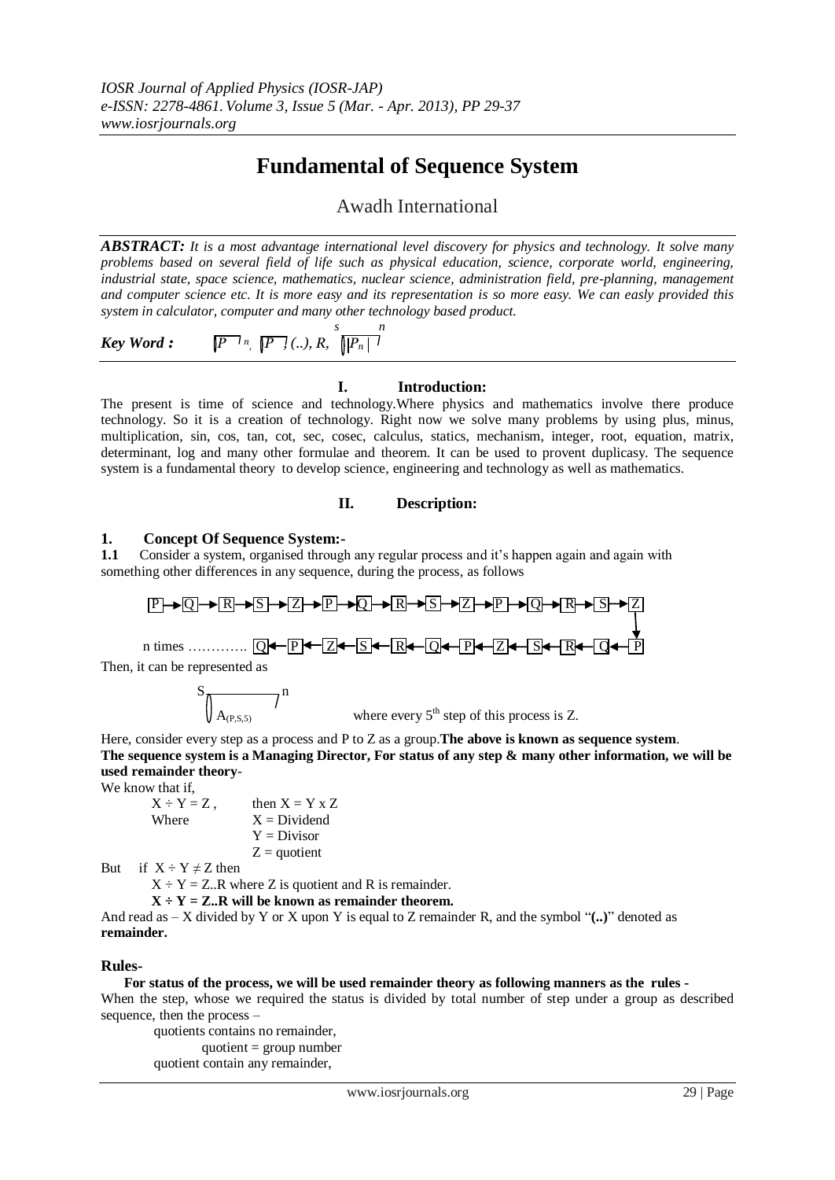# Fundamental of Sequence System

Awadh International

***ABSTRACT:*** *It is a most advantage international level discovery for physics and technology. It solve many problems based on several field of life such as physical education, science, corporate world, engineering, industrial state, space science, mathematics, nuclear science, administration field, pre-planning, management and computer science etc. It is more easy and its representation is so more easy. We can easily provided this system in calculator, computer and many other technology based product.*

***Key Word :*** $\overline{P}\,^n$, $\overline{P}$, (..), R, $\overset{s}{\big|}\overline{P_n}\overset{n}{|}$

## I. Introduction:

The present is time of science and technology.Where physics and mathematics involve there produce technology. So it is a creation of technology. Right now we solve many problems by using plus, minus, multiplication, sin, cos, tan, cot, sec, cosec, calculus, statics, mechanism, integer, root, equation, matrix, determinant, log and many other formulae and theorem. It can be used to provent duplicasy. The sequence system is a fundamental theory to develop science, engineering and technology as well as mathematics.

## II. Description:

### 1. Concept Of Sequence System:-

**1.1** Consider a system, organised through any regular process and it's happen again and again with something other differences in any sequence, during the process, as follows

P → Q → R → S → Z → P → Q → R → S → Z → P → Q → R → S → Z
↓
n times …………. Q ← P ← Z ← S ← R ← Q ← P ← Z ← S ← R ← Q ← P

Then, it can be represented as

$$\overset{S}{\big|}\overline{A_{(P,S,5)}}\overset{n}{|}$$

where every $5^{th}$ step of this process is Z.

Here, consider every step as a process and P to Z as a group.**The above is known as sequence system**. **The sequence system is a Managing Director, For status of any step & many other information, we will be used remainder theory**-

We know that if,

$X \div Y = Z$ , then $X = Y \times Z$

Where $X$ = Dividend

$Y$ = Divisor

$Z$ = quotient

But if $X \div Y \neq Z$ then

$X \div Y = Z..R$ where Z is quotient and R is remainder.

**$X \div Y = Z..R$ will be known as remainder theorem.**

And read as – X divided by Y or X upon Y is equal to Z remainder R, and the symbol "**(..)**" denoted as **remainder.**

### Rules-

**For status of the process, we will be used remainder theory as following manners as the rules -**

When the step, whose we required the status is divided by total number of step under a group as described sequence, then the process –

quotients contains no remainder,

quotient = group number

quotient contain any remainder,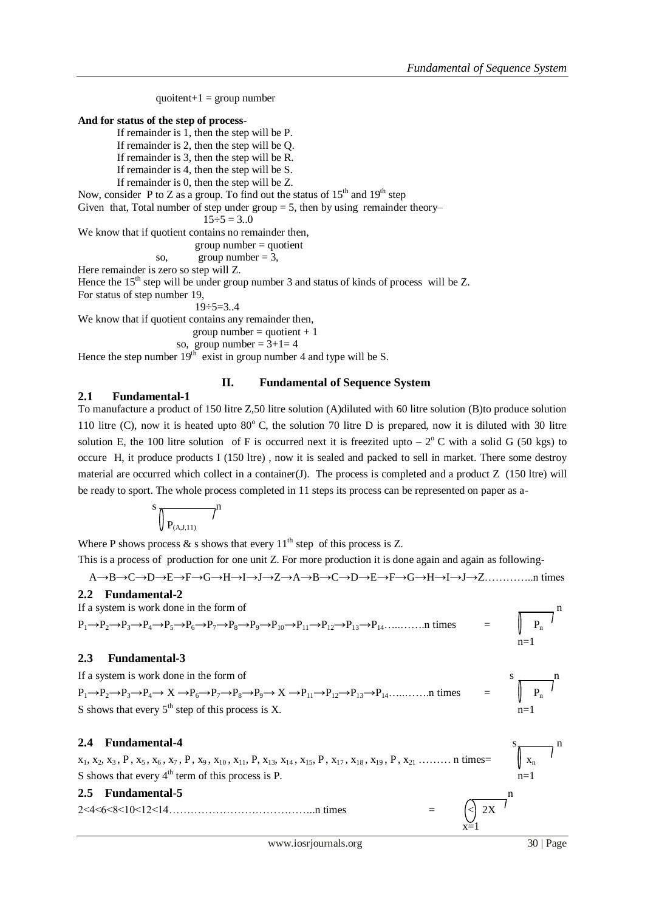quoitent+1 = group number

**And for status of the step of process-**

If remainder is 1, then the step will be P.
If remainder is 2, then the step will be Q.
If remainder is 3, then the step will be R.
If remainder is 4, then the step will be S.
If remainder is 0, then the step will be Z.

Now, consider P to Z as a group. To find out the status of 15[th] and 19[th] step

Given that, Total number of step under group = 5, then by using remainder theory–

$$15 \div 5 = 3..0$$

We know that if quotient contains no remainder then,

group number = quotient

so, group number = 3,

Here remainder is zero so step will Z.

Hence the 15[th] step will be under group number 3 and status of kinds of process will be Z.

For status of step number 19,

$$19 \div 5 = 3..4$$

We know that if quotient contains any remainder then,

group number = quotient + 1

so, group number = 3+1= 4

Hence the step number 19[th] exist in group number 4 and type will be S.

## II. Fundamental of Sequence System

### 2.1 Fundamental-1

To manufacture a product of 150 litre Z,50 litre solution (A)diluted with 60 litre solution (B)to produce solution 110 litre (C), now it is heated upto 80$^o$ C, the solution 70 litre D is prepared, now it is diluted with 30 litre solution E, the 100 litre solution of F is occurred next it is freezited upto – 2$^o$ C with a solid G (50 kgs) to occure H, it produce products I (150 ltre) , now it is sealed and packed to sell in market. There some destroy material are occurred which collect in a container(J). The process is completed and a product Z (150 ltre) will be ready to sport. The whole process completed in 11 steps its process can be represented on paper as a-

$$\overset{s}{\bigcirc}\overline{\;P_{(A,J,11)}\;}^{\,n}$$

Where P shows process & s shows that every 11[th] step of this process is Z.

This is a process of production for one unit Z. For more production it is done again and again as following-

A→B→C→D→E→F→G→H→I→J→Z→A→B→C→D→E→F→G→H→I→J→Z…………..n times

### 2.2 Fundamental-2

If a system is work done in the form of

$P_1 \rightarrow P_2 \rightarrow P_3 \rightarrow P_4 \rightarrow P_5 \rightarrow P_6 \rightarrow P_7 \rightarrow P_8 \rightarrow P_9 \rightarrow P_{10} \rightarrow P_{11} \rightarrow P_{12} \rightarrow P_{13} \rightarrow P_{14}$…..…….n times $= \underset{n=1}{\bigcirc}\overline{\;P_n\;}^{\,n}$

### 2.3 Fundamental-3

If a system is work done in the form of

$P_1 \rightarrow P_2 \rightarrow P_3 \rightarrow P_4 \rightarrow X \rightarrow P_6 \rightarrow P_7 \rightarrow P_8 \rightarrow P_9 \rightarrow X \rightarrow P_{11} \rightarrow P_{12} \rightarrow P_{13} \rightarrow P_{14}$…..…….n times $= \overset{s}{\underset{n=1}{\bigcirc}}\overline{\;P_n\;}^{\,n}$

S shows that every 5[th] step of this process is X.

### 2.4 Fundamental-4

$x_1, x_2, x_3, P, x_5, x_6, x_7, P, x_9, x_{10}, x_{11}, P, x_{13}, x_{14}, x_{15}, P, x_{17}, x_{18}, x_{19}, P, x_{21}$ ……… n times= $\overset{s}{\underset{n=1}{\bigcirc}}\overline{\;x_n\;}^{\,n}$

S shows that every 4[th] term of this process is P.

### 2.5 Fundamental-5

2<4<6<8<10<12<14…………………………………..n times $= \underset{x=1}{\bigcirc\!\!\!<}\overline{\;2X\;}^{\,n}$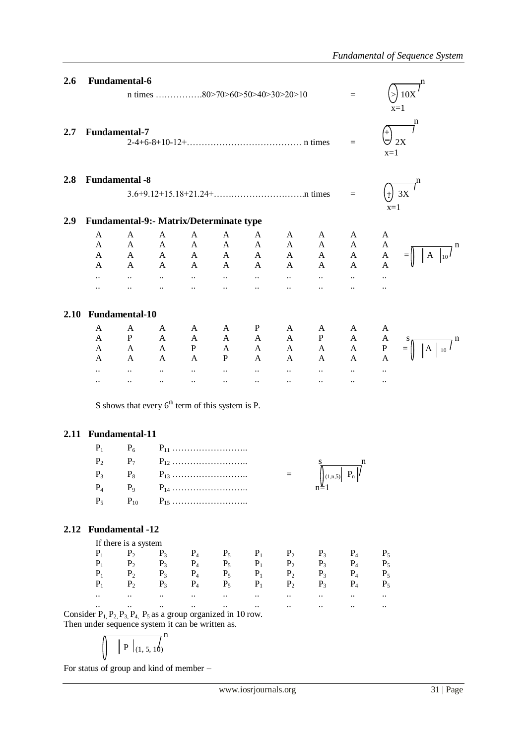## 2.6 Fundamental-6

n times ……………..80>70>60>50>40>30>20>10 = $\overset{n}{\underset{x=1}{(>)}}\ 10X$

## 2.7 Fundamental-7

2-4+6-8+10-12+………………………………… n times = $\overset{n}{\underset{x=1}{(\pm)}}\ 2X$

## 2.8 Fundamental -8

3.6+9.12+15.18+21.24+…………………………..n times = $\overset{n}{\underset{x=1}{(\dot{+})}}\ 3X$

## 2.9 Fundamental-9:- Matrix/Determinate type

| | | | | | | | | | |
|---|---|---|---|---|---|---|---|---|---|
| A | A | A | A | A | A | A | A | A | A |
| A | A | A | A | A | A | A | A | A | A |
| A | A | A | A | A | A | A | A | A | A |
| A | A | A | A | A | A | A | A | A | A |
| .. | .. | .. | .. | .. | .. | .. | .. | .. | .. |
| .. | .. | .. | .. | .. | .. | .. | .. | .. | .. |

$= \overset{n}{()}\ |A|_{10}$

## 2.10 Fundamental-10

| | | | | | | | | | |
|---|---|---|---|---|---|---|---|---|---|
| A | A | A | A | A | P | A | A | A | A |
| A | P | A | A | A | A | A | P | A | A |
| A | A | A | P | A | A | A | A | A | P |
| A | A | A | A | P | A | A | A | A | A |
| .. | .. | .. | .. | .. | .. | .. | .. | .. | .. |
| .. | .. | .. | .. | .. | .. | .. | .. | .. | .. |

$= \overset{s\qquad n}{()}\ |A|_{10}$

S shows that every $6^{th}$ term of this system is P.

## 2.11 Fundamental-11

$P_1$ $P_6$ $P_{11}$ ……………………..
$P_2$ $P_7$ $P_{12}$ ……………………..
$P_3$ $P_8$ $P_{13}$ …………………….. $= \overset{s\qquad n}{\underset{n=1}{()}}{}_{(1,n,5)}|\ P_n|$
$P_4$ $P_9$ $P_{14}$ ……………………..
$P_5$ $P_{10}$ $P_{15}$ ……………………..

## 2.12 Fundamental -12

If there is a system

| | | | | | | | | | |
|---|---|---|---|---|---|---|---|---|---|
| $P_1$ | $P_2$ | $P_3$ | $P_4$ | $P_5$ | $P_1$ | $P_2$ | $P_3$ | $P_4$ | $P_5$ |
| $P_1$ | $P_2$ | $P_3$ | $P_4$ | $P_5$ | $P_1$ | $P_2$ | $P_3$ | $P_4$ | $P_5$ |
| $P_1$ | $P_2$ | $P_3$ | $P_4$ | $P_5$ | $P_1$ | $P_2$ | $P_3$ | $P_4$ | $P_5$ |
| $P_1$ | $P_2$ | $P_3$ | $P_4$ | $P_5$ | $P_1$ | $P_2$ | $P_3$ | $P_4$ | $P_5$ |
| .. | .. | .. | .. | .. | .. | .. | .. | .. | .. |
| .. | .. | .. | .. | .. | .. | .. | .. | .. | .. |

Consider $P_1, P_2, P_3, P_4, P_5$ as a group organized in 10 row.
Then under sequence system it can be written as.

$$\overset{n}{()}\ |P|_{(1,\ 5,\ 10)}$$

For status of group and kind of member –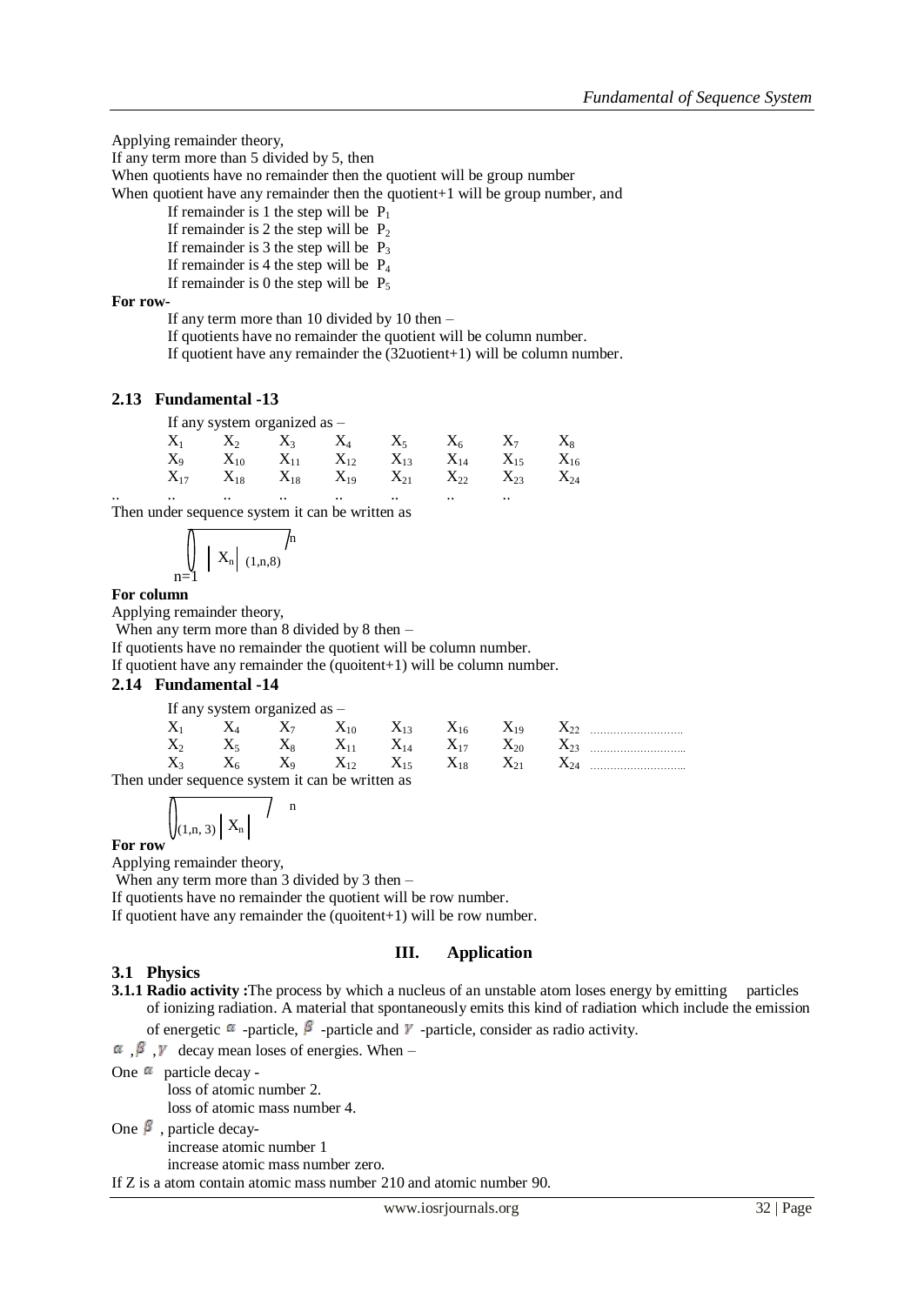Applying remainder theory,

If any term more than 5 divided by 5, then

When quotients have no remainder then the quotient will be group number

When quotient have any remainder then the quotient+1 will be group number, and

- If remainder is 1 the step will be $P_1$
- If remainder is 2 the step will be $P_2$
- If remainder is 3 the step will be $P_3$
- If remainder is 4 the step will be $P_4$
- If remainder is 0 the step will be $P_5$

**For row-**

If any term more than 10 divided by 10 then –

If quotients have no remainder the quotient will be column number.

If quotient have any remainder the (32uotient+1) will be column number.

### 2.13 Fundamental -13

If any system organized as –

| $X_1$ | $X_2$ | $X_3$ | $X_4$ | $X_5$ | $X_6$ | $X_7$ | $X_8$ |
|---|---|---|---|---|---|---|---|
| $X_9$ | $X_{10}$ | $X_{11}$ | $X_{12}$ | $X_{13}$ | $X_{14}$ | $X_{15}$ | $X_{16}$ |
| $X_{17}$ | $X_{18}$ | $X_{18}$ | $X_{19}$ | $X_{21}$ | $X_{22}$ | $X_{23}$ | $X_{24}$ |
| .. | .. | .. | .. | .. | .. | .. | .. |

Then under sequence system it can be written as

$$\bigcup_{n=1}^{n} \left| X_n \right|_{(1,n,8)}$$

**For column**

Applying remainder theory,

When any term more than 8 divided by 8 then –

If quotients have no remainder the quotient will be column number.

If quotient have any remainder the (quoitent+1) will be column number.

### 2.14 Fundamental -14

If any system organized as –

| $X_1$ | $X_4$ | $X_7$ | $X_{10}$ | $X_{13}$ | $X_{16}$ | $X_{19}$ | $X_{22}$ ........................ |
|---|---|---|---|---|---|---|---|
| $X_2$ | $X_5$ | $X_8$ | $X_{11}$ | $X_{14}$ | $X_{17}$ | $X_{20}$ | $X_{23}$ ........................ |
| $X_3$ | $X_6$ | $X_9$ | $X_{12}$ | $X_{15}$ | $X_{18}$ | $X_{21}$ | $X_{24}$ ........................ |

Then under sequence system it can be written as

$$\bigcup_{(1,n,3)} \left| X_n \right|^{n}$$

**For row**

Applying remainder theory,

When any term more than 3 divided by 3 then –

If quotients have no remainder the quotient will be row number.

If quotient have any remainder the (quoitent+1) will be row number.

## III. Application

### 3.1 Physics

**3.1.1 Radio activity :** The process by which a nucleus of an unstable atom loses energy by emitting particles of ionizing radiation. A material that spontaneously emits this kind of radiation which include the emission of energetic $\alpha$ -particle, $\beta$ -particle and $\gamma$ -particle, consider as radio activity.

$\alpha$ , $\beta$ , $\gamma$ decay mean loses of energies. When –

One $\alpha$ particle decay -

- loss of atomic number 2.
- loss of atomic mass number 4.

One $\beta$ , particle decay-

- increase atomic number 1
- increase atomic mass number zero.

If Z is a atom contain atomic mass number 210 and atomic number 90.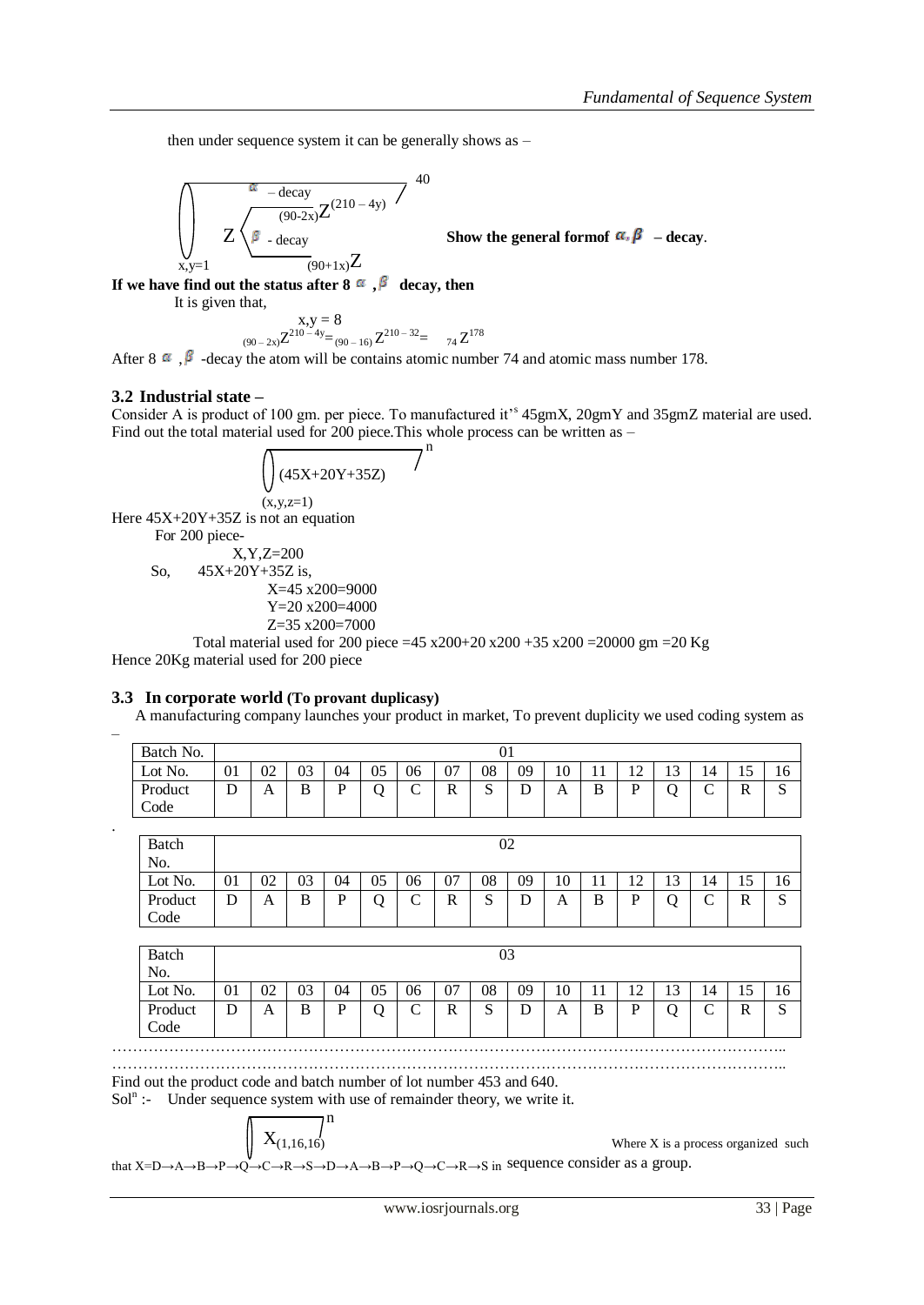then under sequence system it can be generally shows as –

$$\left(\right)_{x,y=1}^{40} Z \left\langle \begin{array}{l} \alpha - \text{decay} \quad {}_{(90-2x)}Z^{(210-4y)} \\ \beta - \text{decay} \quad {}_{(90+1x)}Z \end{array} \right.$$

**Show the general formof $\alpha, \beta$ – decay.**

**If we have find out the status after 8 $\alpha$ , $\beta$ decay, then**

It is given that,

$$x,y = 8$$

$${}_{(90-2x)}Z^{210-4y} = {}_{(90-16)}Z^{210-32} = {}_{74}Z^{178}$$

After 8 $\alpha$ , $\beta$ -decay the atom will be contains atomic number 74 and atomic mass number 178.

### 3.2 Industrial state –

Consider A is product of 100 gm. per piece. To manufactured it's 45gmX, 20gmY and 35gmZ material are used. Find out the total material used for 200 piece.This whole process can be written as –

$$\left(\right)_{(x,y,z=1)}^{n} (45X+20Y+35Z)$$

Here 45X+20Y+35Z is not an equation

For 200 piece-

X,Y,Z=200

So, 45X+20Y+35Z is,

X=45 x200=9000

Y=20 x200=4000

Z=35 x200=7000

Total material used for 200 piece =45 x200+20 x200 +35 x200 =20000 gm =20 Kg

Hence 20Kg material used for 200 piece

### 3.3 In corporate world (To provant duplicasy)

A manufacturing company launches your product in market, To prevent duplicity we used coding system as –

| Batch No. | 01 | | | | | | | | | | | | | | | |
|---|---|---|---|---|---|---|---|---|---|---|---|---|---|---|---|---|
| Lot No. | 01 | 02 | 03 | 04 | 05 | 06 | 07 | 08 | 09 | 10 | 11 | 12 | 13 | 14 | 15 | 16 |
| Product Code | D | A | B | P | Q | C | R | S | D | A | B | P | Q | C | R | S |

.

| Batch No. | 02 | | | | | | | | | | | | | | | |
|---|---|---|---|---|---|---|---|---|---|---|---|---|---|---|---|---|
| Lot No. | 01 | 02 | 03 | 04 | 05 | 06 | 07 | 08 | 09 | 10 | 11 | 12 | 13 | 14 | 15 | 16 |
| Product Code | D | A | B | P | Q | C | R | S | D | A | B | P | Q | C | R | S |

| Batch No. | 03 | | | | | | | | | | | | | | | |
|---|---|---|---|---|---|---|---|---|---|---|---|---|---|---|---|---|
| Lot No. | 01 | 02 | 03 | 04 | 05 | 06 | 07 | 08 | 09 | 10 | 11 | 12 | 13 | 14 | 15 | 16 |
| Product Code | D | A | B | P | Q | C | R | S | D | A | B | P | Q | C | R | S |

…………………………………………………………………………………………………………………..

…………………………………………………………………………………………………………………..

Find out the product code and batch number of lot number 453 and 640.

Sol$^n$ :- Under sequence system with use of remainder theory, we write it.

$$\left(\right)^{n} X_{(1,16,16)}$$

Where X is a process organized such that X=D→A→B→P→Q→C→R→S→D→A→B→P→Q→C→R→S in sequence consider as a group.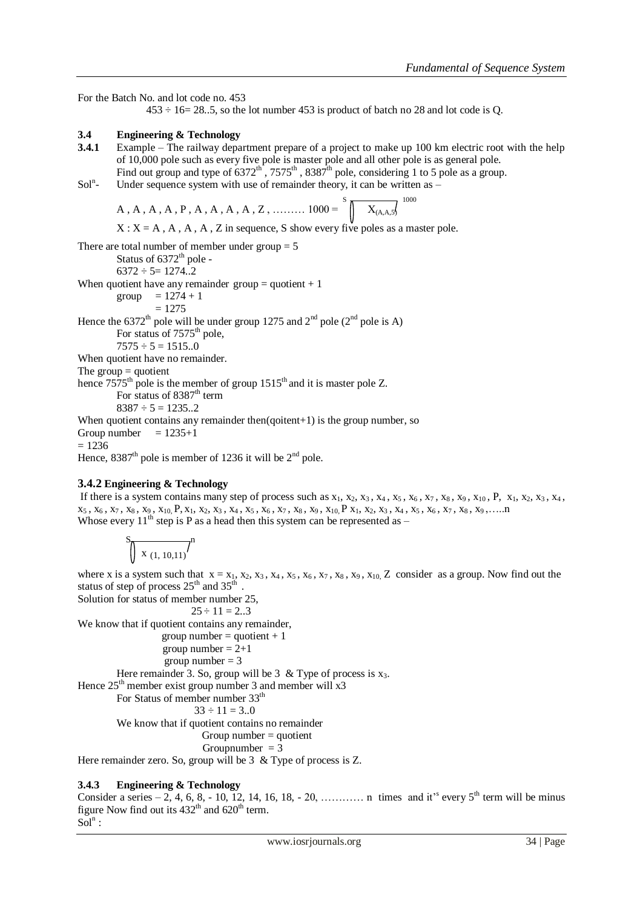For the Batch No. and lot code no. 453

$453 \div 16 = 28..5$, so the lot number 453 is product of batch no 28 and lot code is Q.

### 3.4 Engineering & Technology

**3.4.1** Example – The railway department prepare of a project to make up 100 km electric root with the help of 10,000 pole such as every five pole is master pole and all other pole is as general pole. Find out group and type of 6372th , 7575th , 8387th pole, considering 1 to 5 pole as a group.

Soln- Under sequence system with use of remainder theory, it can be written as –

$$A , A , A , A , P , A , A , A , A , Z , \ldots\ldots\ldots 1000 = \overset{S}{\bigcap} \overline{X_{(A,A,5)}}^{1000}$$

$X : X = A , A , A , A , Z$ in sequence, S show every five poles as a master pole.

There are total number of member under group = 5

Status of 6372th pole -

$6372 \div 5 = 1274..2$

When quotient have any remainder group = quotient + 1

group = 1274 + 1

= 1275

Hence the 6372th pole will be under group 1275 and 2nd pole (2nd pole is A)

For status of 7575th pole,

$7575 \div 5 = 1515..0$

When quotient have no remainder.

The group = quotient

hence 7575th pole is the member of group 1515th and it is master pole Z.

For status of 8387th term

$8387 \div 5 = 1235..2$

When quotient contains any remainder then(qoitent+1) is the group number, so

Group number = 1235+1

= 1236

Hence, 8387th pole is member of 1236 it will be 2nd pole.

### 3.4.2 Engineering & Technology

If there is a system contains many step of process such as $x_1, x_2, x_3, x_4, x_5, x_6, x_7, x_8, x_9, x_{10}$, P, $x_1, x_2, x_3, x_4, x_5, x_6, x_7, x_8, x_9, x_{10}$, P, $x_1, x_2, x_3, x_4, x_5, x_6, x_7, x_8, x_9, x_{10}$, P $x_1, x_2, x_3, x_4, x_5, x_6, x_7, x_8, x_9$,…..n

Whose every 11th step is P as a head then this system can be represented as –

$$\overset{S}{\bigcap} \overline{x_{(1, 10, 11)}}^{n}$$

where x is a system such that $x = x_1, x_2, x_3, x_4, x_5, x_6, x_7, x_8, x_9, x_{10}$, Z consider as a group. Now find out the status of step of process 25th and 35th .

Solution for status of member number 25,

$25 \div 11 = 2..3$

We know that if quotient contains any remainder,

group number = quotient + 1

group number = 2+1

group number = 3

Here remainder 3. So, group will be 3 & Type of process is $x_3$.

Hence 25th member exist group number 3 and member will x3

For Status of member number 33th

$33 \div 11 = 3..0$

We know that if quotient contains no remainder

Group number = quotient

Groupnumber = 3

Here remainder zero. So, group will be 3 & Type of process is Z.

### 3.4.3 Engineering & Technology

Consider a series – 2, 4, 6, 8, - 10, 12, 14, 16, 18, - 20, ………… n times and it's every 5th term will be minus figure Now find out its 432th and 620th term.

Soln :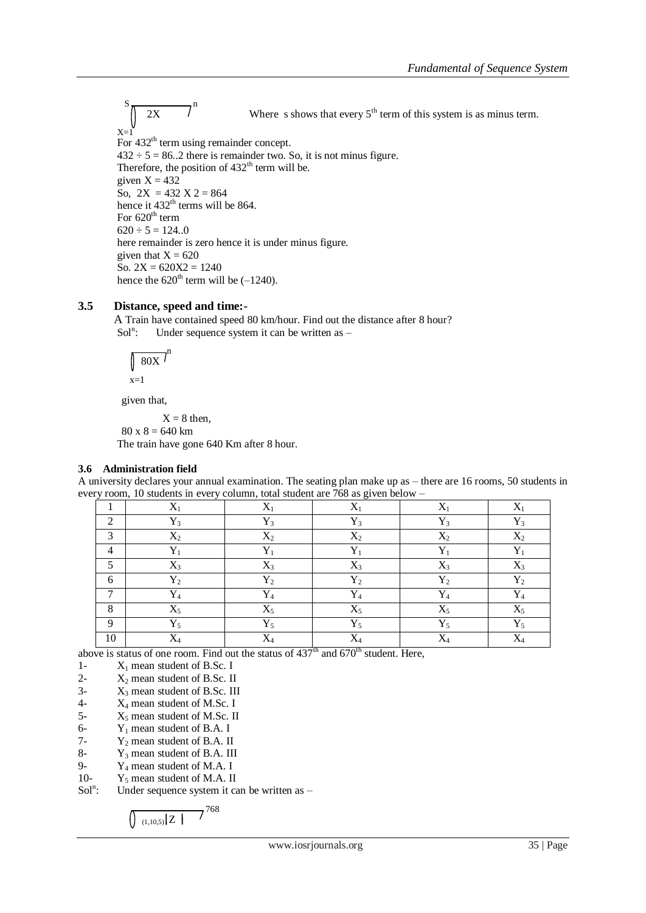$$\overset{S}{\underset{X=1}{\bigcap}} \overline{\;2X\;}\Big/^{n}$$ Where s shows that every $5^{th}$ term of this system is as minus term.

For $432^{th}$ term using remainder concept.
$432 \div 5 = 86..2$ there is remainder two. So, it is not minus figure.
Therefore, the position of $432^{th}$ term will be.
given $X = 432$
So, $2X = 432 \text{ X } 2 = 864$
hence it $432^{th}$ terms will be 864.
For $620^{th}$ term
$620 \div 5 = 124..0$
here remainder is zero hence it is under minus figure.
given that $X = 620$
So. $2X = 620X2 = 1240$
hence the $620^{th}$ term will be $(-1240)$.

### 3.5 Distance, speed and time:-

A Train have contained speed 80 km/hour. Find out the distance after 8 hour?
Sol$^n$: Under sequence system it can be written as –

$$\underset{x=1}{\bigcap} \overline{\;80X\;}\Big/^{n}$$

given that,

$X = 8$ then,
$80 \text{ x } 8 = 640$ km
The train have gone 640 Km after 8 hour.

### 3.6 Administration field

A university declares your annual examination. The seating plan make up as – there are 16 rooms, 50 students in every room, 10 students in every column, total student are 768 as given below –

| | | | | | |
|---|---|---|---|---|---|
| 1 | $X_1$ | $X_1$ | $X_1$ | $X_1$ | $X_1$ |
| 2 | $Y_3$ | $Y_3$ | $Y_3$ | $Y_3$ | $Y_3$ |
| 3 | $X_2$ | $X_2$ | $X_2$ | $X_2$ | $X_2$ |
| 4 | $Y_1$ | $Y_1$ | $Y_1$ | $Y_1$ | $Y_1$ |
| 5 | $X_3$ | $X_3$ | $X_3$ | $X_3$ | $X_3$ |
| 6 | $Y_2$ | $Y_2$ | $Y_2$ | $Y_2$ | $Y_2$ |
| 7 | $Y_4$ | $Y_4$ | $Y_4$ | $Y_4$ | $Y_4$ |
| 8 | $X_5$ | $X_5$ | $X_5$ | $X_5$ | $X_5$ |
| 9 | $Y_5$ | $Y_5$ | $Y_5$ | $Y_5$ | $Y_5$ |
| 10 | $X_4$ | $X_4$ | $X_4$ | $X_4$ | $X_4$ |

above is status of one room. Find out the status of $437^{th}$ and $670^{th}$ student. Here,

1- $X_1$ mean student of B.Sc. I
2- $X_2$ mean student of B.Sc. II
3- $X_3$ mean student of B.Sc. III
4- $X_4$ mean student of M.Sc. I
5- $X_5$ mean student of M.Sc. II
6- $Y_1$ mean student of B.A. I
7- $Y_2$ mean student of B.A. II
8- $Y_3$ mean student of B.A. III
9- $Y_4$ mean student of M.A. I
10- $Y_5$ mean student of M.A. II

Sol$^n$: Under sequence system it can be written as –

$$\bigcap \overline{\;_{(1,10,5)}|Z\;|\;}\Big/^{768}$$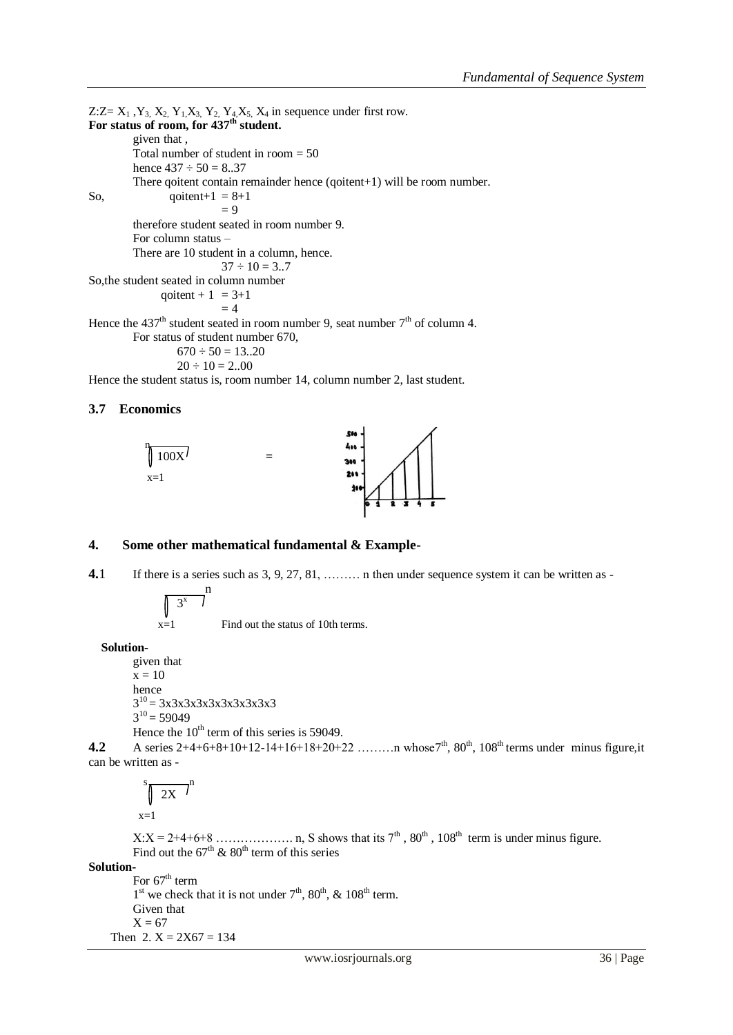Z:Z= $X_1$ ,$Y_3$, $X_2$, $Y_1$,$X_3$, $Y_2$, $Y_4$,$X_5$, $X_4$ in sequence under first row.

**For status of room, for 437th student.**

given that ,

Total number of student in room = 50

hence 437 ÷ 50 = 8..37

There qoitent contain remainder hence (qoitent+1) will be room number.

So, qoitent+1 = 8+1

= 9

therefore student seated in room number 9.

For column status –

There are 10 student in a column, hence.

37 ÷ 10 = 3..7

So,the student seated in column number

qoitent + 1 = 3+1

= 4

Hence the $437^{th}$ student seated in room number 9, seat number $7^{th}$ of column 4.

For status of student number 670,

670 ÷ 50 = 13..20

20 ÷ 10 = 2..00

Hence the student status is, room number 14, column number 2, last student.

### 3.7 Economics

$$\overset{n}{\underset{x=1}{\big[}} 100X \big] =$$

## 4. Some other mathematical fundamental & Example-

**4.**1 If there is a series such as 3, 9, 27, 81, ……… n then under sequence system it can be written as -

$$\underset{x=1}{\big[} 3^x \big]^n$$

Find out the status of 10th terms.

**Solution-**

given that

x = 10

hence

$3^{10}$ = 3x3x3x3x3x3x3x3x3x3

$3^{10}$ = 59049

Hence the $10^{th}$ term of this series is 59049.

**4.2** A series 2+4+6+8+10+12-14+16+18+20+22 ………n whose$7^{th}$, $80^{th}$, $108^{th}$ terms under minus figure,it can be written as -

$$\overset{s}{\underset{x=1}{\big[}} 2X \big]^n$$

X:X = 2+4+6+8 ………………. n, S shows that its $7^{th}$ , $80^{th}$ , $108^{th}$ term is under minus figure.

Find out the $67^{th}$ & $80^{th}$ term of this series

**Solution-**

For $67^{th}$ term

$1^{st}$ we check that it is not under $7^{th}$, $80^{th}$, & $108^{th}$ term.

Given that

X = 67

Then 2. X = 2X67 = 134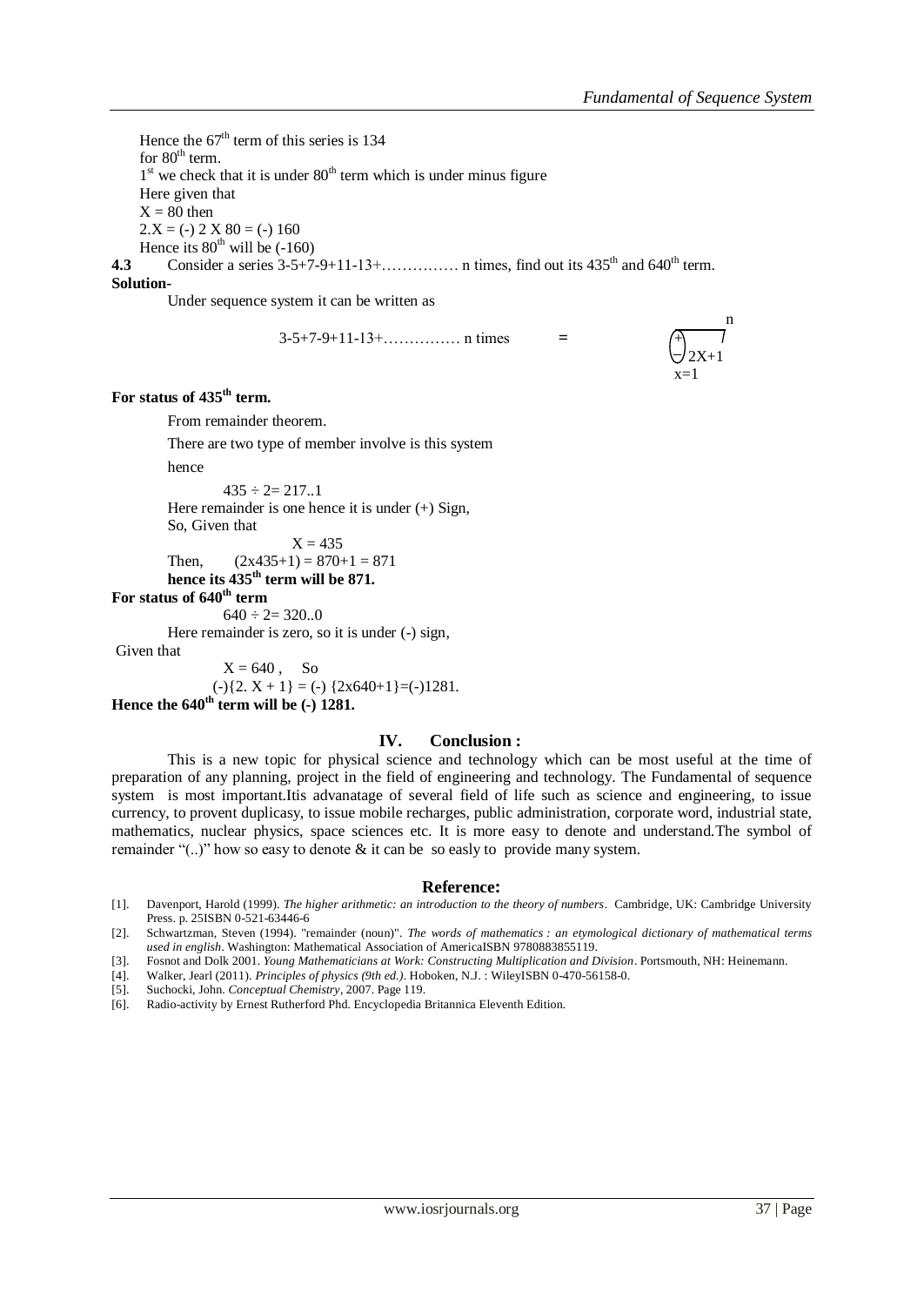Hence the $67^{th}$ term of this series is 134

for $80^{th}$ term.

$1^{st}$ we check that it is under $80^{th}$ term which is under minus figure

Here given that

$X = 80$ then

$2.X = (-)\ 2\ X\ 80 = (-)\ 160$

Hence its $80^{th}$ will be (-160)

**4.3** Consider a series 3-5+7-9+11-13+…………… n times, find out its $435^{th}$ and $640^{th}$ term.

**Solution-**

Under sequence system it can be written as

$$3\text{-}5\text{+}7\text{-}9\text{+}11\text{-}13\text{+}\ldots\ldots\ldots\ldots\ n \text{ times} \quad = \quad \overset{n}{\underset{x=1}{\left(\begin{smallmatrix}+\\-\end{smallmatrix}\right)}}\ 2X+1$$

**For status of $435^{th}$ term.**

From remainder theorem.

There are two type of member involve is this system

hence

$435 \div 2 = 217..1$

Here remainder is one hence it is under (+) Sign,

So, Given that

$X = 435$

Then, $(2x435+1) = 870+1 = 871$

**hence its $435^{th}$ term will be 871.**

**For status of $640^{th}$ term**

$640 \div 2 = 320..0$

Here remainder is zero, so it is under (-) sign,

Given that

$X = 640$, So

$(-)\{2.\ X + 1\} = (-)\ \{2x640+1\}=(-)1281.$

**Hence the $640^{th}$ term will be (-) 1281.**

## IV. Conclusion :

This is a new topic for physical science and technology which can be most useful at the time of preparation of any planning, project in the field of engineering and technology. The Fundamental of sequence system is most important.Itis advanatage of several field of life such as science and engineering, to issue currency, to provent duplicasy, to issue mobile recharges, public administration, corporate word, industrial state, mathematics, nuclear physics, space sciences etc. It is more easy to denote and understand.The symbol of remainder "(..)" how so easy to denote & it can be so easily to provide many system.

## Reference:

[1]. Davenport, Harold (1999). *The higher arithmetic: an introduction to the theory of numbers*. Cambridge, UK: Cambridge University Press. p. 25ISBN 0-521-63446-6

[2]. Schwartzman, Steven (1994). "remainder (noun)". *The words of mathematics : an etymological dictionary of mathematical terms used in english*. Washington: Mathematical Association of AmericaISBN 9780883855119.

[3]. Fosnot and Dolk 2001. *Young Mathematicians at Work: Constructing Multiplication and Division*. Portsmouth, NH: Heinemann.

[4]. Walker, Jearl (2011). *Principles of physics (9th ed.)*. Hoboken, N.J. : WileyISBN 0-470-56158-0.

[5]. Suchocki, John. *Conceptual Chemistry*, 2007. Page 119.

[6]. Radio-activity by Ernest Rutherford Phd. Encyclopedia Britannica Eleventh Edition.